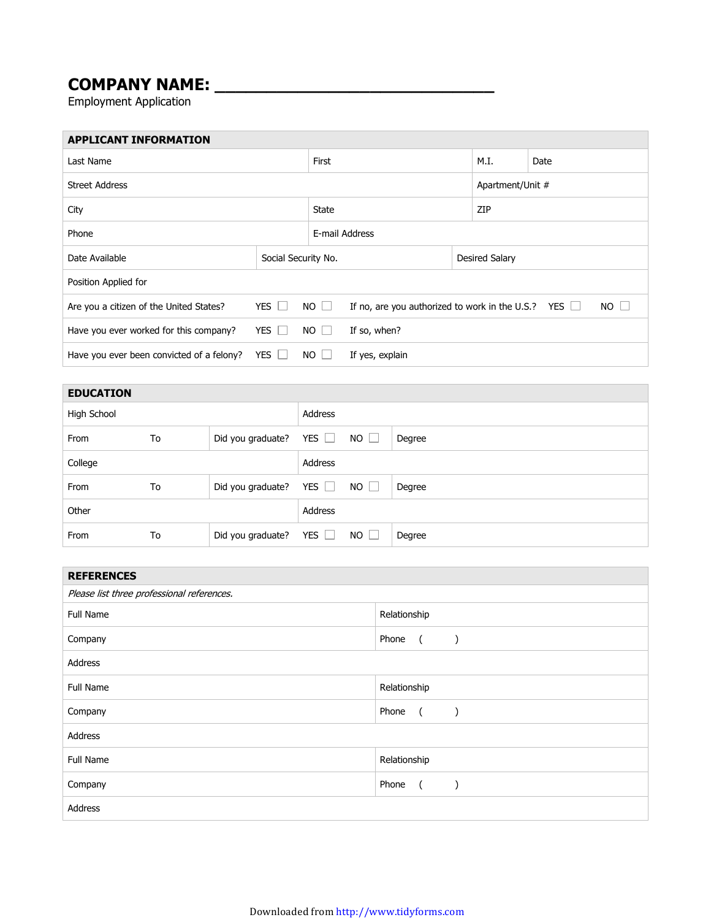# COMPANY NAME: ______________________________

Employment Application

| APPLICANT INFORMATION | | | |
|---|---|---|---|
| Last Name | First | M.I. | Date |
| Street Address | | Apartment/Unit # | |
| City | State | ZIP | |
| Phone | E-mail Address | | |
| Date Available | Social Security No. | Desired Salary | |
| Position Applied for | | | |
| Are you a citizen of the United States? YES ☐ NO ☐ | If no, are you authorized to work in the U.S.? YES ☐ NO ☐ | | |
| Have you ever worked for this company? YES ☐ NO ☐ | If so, when? | | |
| Have you ever been convicted of a felony? YES ☐ NO ☐ | If yes, explain | | |

| EDUCATION | | | |
|---|---|---|---|
| High School | | Address | |
| From | To | Did you graduate? YES ☐ NO ☐ | Degree |
| College | | Address | |
| From | To | Did you graduate? YES ☐ NO ☐ | Degree |
| Other | | Address | |
| From | To | Did you graduate? YES ☐ NO ☐ | Degree |

| REFERENCES | |
|---|---|
| *Please list three professional references.* | |
| Full Name | Relationship |
| Company | Phone ( ) |
| Address | |
| Full Name | Relationship |
| Company | Phone ( ) |
| Address | |
| Full Name | Relationship |
| Company | Phone ( ) |
| Address | |

Downloaded from http://www.tidyforms.com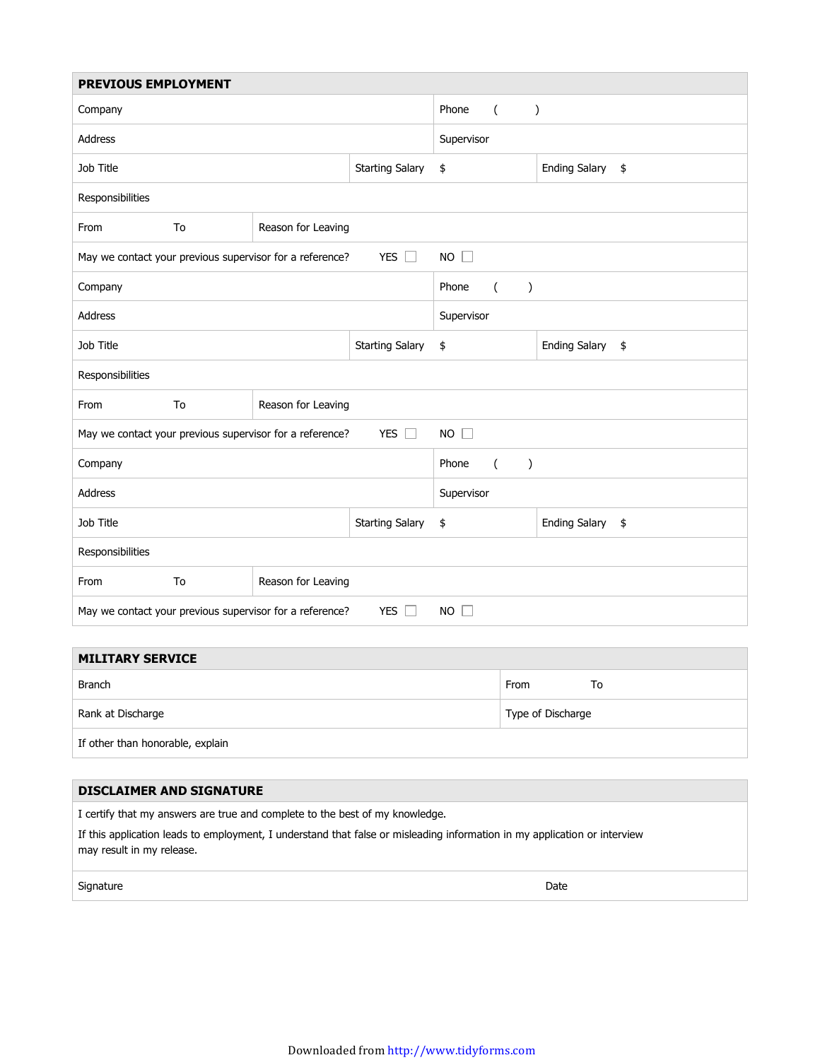## PREVIOUS EMPLOYMENT

| | | | |
|---|---|---|---|
| Company | | Phone ( ) | |
| Address | | Supervisor | |
| Job Title | Starting Salary | $ | Ending Salary $ |
| Responsibilities | | | |
| From To | Reason for Leaving | | |
| May we contact your previous supervisor for a reference? YES ☐ | NO ☐ | | |
| Company | | Phone ( ) | |
| Address | | Supervisor | |
| Job Title | Starting Salary | $ | Ending Salary $ |
| Responsibilities | | | |
| From To | Reason for Leaving | | |
| May we contact your previous supervisor for a reference? YES ☐ | NO ☐ | | |
| Company | | Phone ( ) | |
| Address | | Supervisor | |
| Job Title | Starting Salary | $ | Ending Salary $ |
| Responsibilities | | | |
| From To | Reason for Leaving | | |
| May we contact your previous supervisor for a reference? YES ☐ | NO ☐ | | |

## MILITARY SERVICE

| | |
|---|---|
| Branch | From To |
| Rank at Discharge | Type of Discharge |
| If other than honorable, explain | |

## DISCLAIMER AND SIGNATURE

I certify that my answers are true and complete to the best of my knowledge.

If this application leads to employment, I understand that false or misleading information in my application or interview may result in my release.

| | |
|---|---|
| Signature | Date |

Downloaded from http://www.tidyforms.com